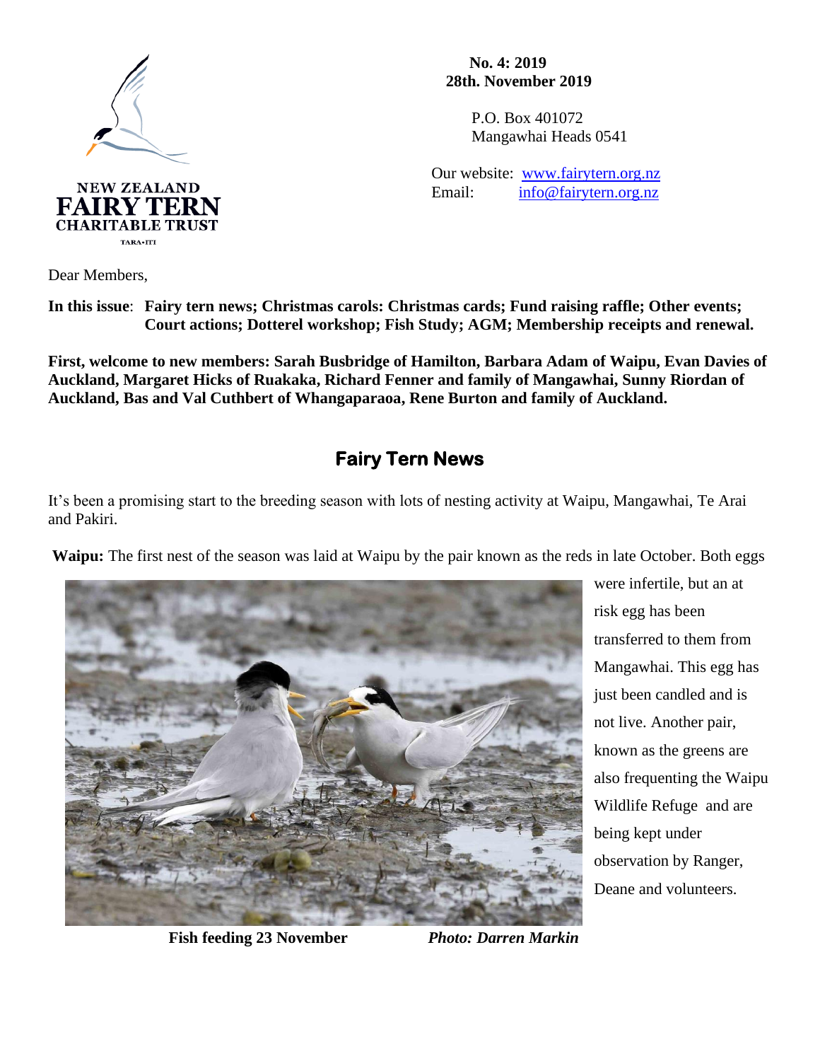NEW ZEALAND
FAIRY TERN
CHARITABLE TRUST
TARA-ITI

**No. 4: 2019**
**28th. November 2019**

P.O. Box 401072
Mangawhai Heads 0541

Our website: [www.fairytern.org.nz](http://www.fairytern.org.nz)
Email: [info@fairytern.org.nz](mailto:info@fairytern.org.nz)

Dear Members,

**In this issue**: **Fairy tern news; Christmas carols: Christmas cards; Fund raising raffle; Other events; Court actions; Dotterel workshop; Fish Study; AGM; Membership receipts and renewal.**

**First, welcome to new members: Sarah Busbridge of Hamilton, Barbara Adam of Waipu, Evan Davies of Auckland, Margaret Hicks of Ruakaka, Richard Fenner and family of Mangawhai, Sunny Riordan of Auckland, Bas and Val Cuthbert of Whangaparaoa, Rene Burton and family of Auckland.**

## Fairy Tern News

It's been a promising start to the breeding season with lots of nesting activity at Waipu, Mangawhai, Te Arai and Pakiri.

**Waipu:** The first nest of the season was laid at Waipu by the pair known as the reds in late October. Both eggs were infertile, but an at risk egg has been transferred to them from Mangawhai. This egg has just been candled and is not live. Another pair, known as the greens are also frequenting the Waipu Wildlife Refuge and are being kept under observation by Ranger, Deane and volunteers.

**Fish feeding 23 November** *Photo: Darren Markin*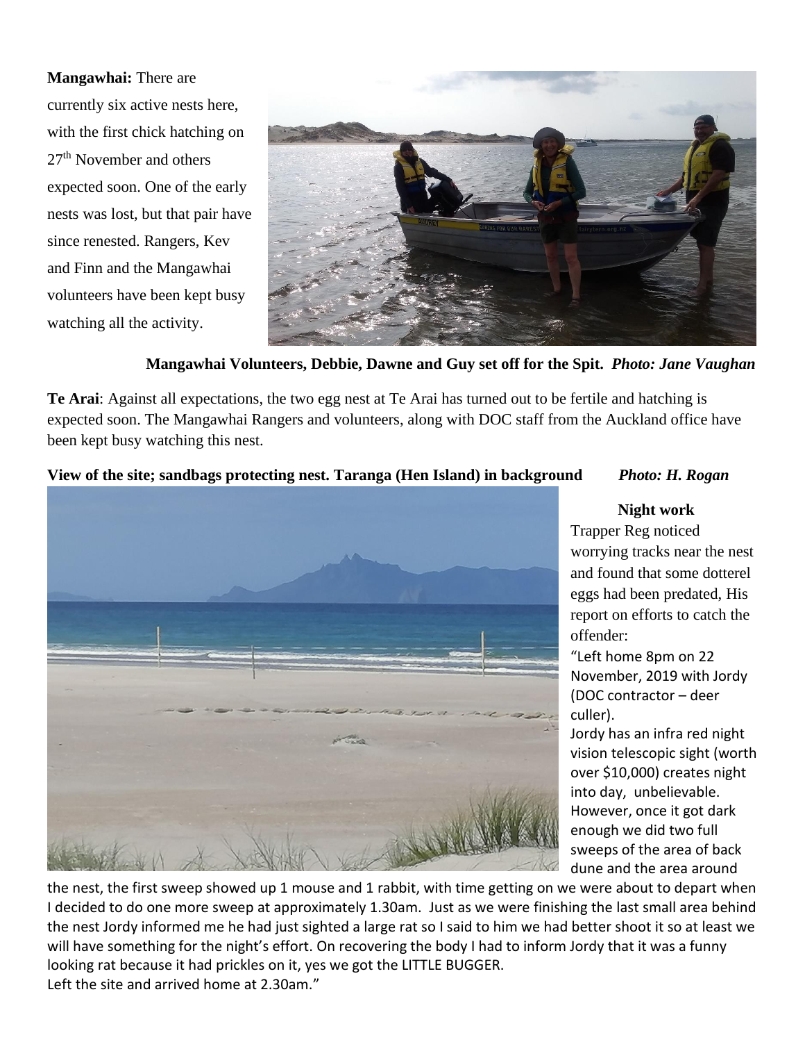**Mangawhai:** There are currently six active nests here, with the first chick hatching on 27th November and others expected soon. One of the early nests was lost, but that pair have since renested. Rangers, Kev and Finn and the Mangawhai volunteers have been kept busy watching all the activity.

**Mangawhai Volunteers, Debbie, Dawne and Guy set off for the Spit.** ***Photo: Jane Vaughan***

**Te Arai**: Against all expectations, the two egg nest at Te Arai has turned out to be fertile and hatching is expected soon. The Mangawhai Rangers and volunteers, along with DOC staff from the Auckland office have been kept busy watching this nest.

**View of the site; sandbags protecting nest. Taranga (Hen Island) in background** ***Photo: H. Rogan***

**Night work**

Trapper Reg noticed worrying tracks near the nest and found that some dotterel eggs had been predated, His report on efforts to catch the offender:

"Left home 8pm on 22 November, 2019 with Jordy (DOC contractor – deer culler).

Jordy has an infra red night vision telescopic sight (worth over $10,000) creates night into day, unbelievable. However, once it got dark enough we did two full sweeps of the area of back dune and the area around the nest, the first sweep showed up 1 mouse and 1 rabbit, with time getting on we were about to depart when I decided to do one more sweep at approximately 1.30am. Just as we were finishing the last small area behind the nest Jordy informed me he had just sighted a large rat so I said to him we had better shoot it so at least we will have something for the night's effort. On recovering the body I had to inform Jordy that it was a funny looking rat because it had prickles on it, yes we got the LITTLE BUGGER.

Left the site and arrived home at 2.30am."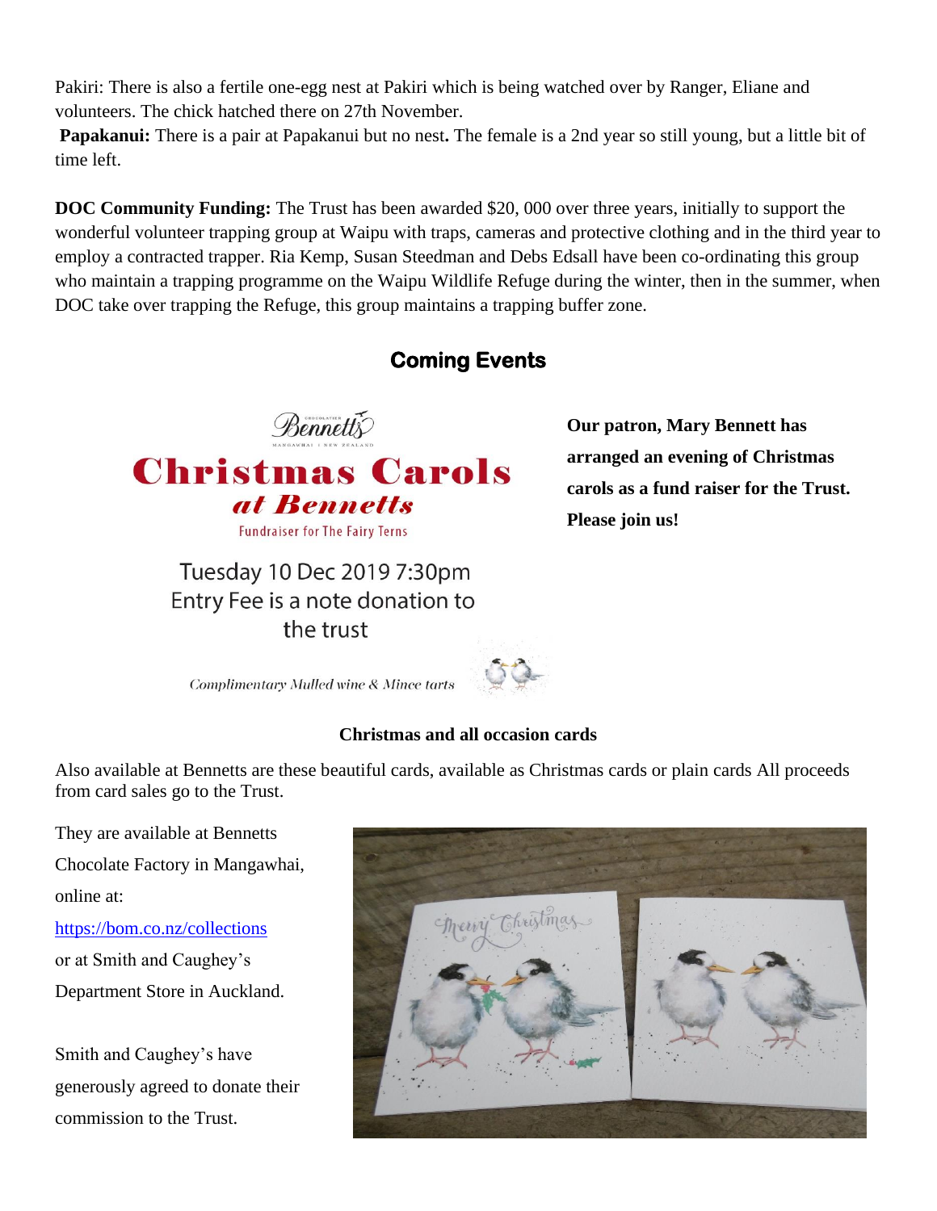Pakiri: There is also a fertile one-egg nest at Pakiri which is being watched over by Ranger, Eliane and volunteers. The chick hatched there on 27th November.

**Papakanui:** There is a pair at Papakanui but no nest**.** The female is a 2nd year so still young, but a little bit of time left.

**DOC Community Funding:** The Trust has been awarded $20, 000 over three years, initially to support the wonderful volunteer trapping group at Waipu with traps, cameras and protective clothing and in the third year to employ a contracted trapper. Ria Kemp, Susan Steedman and Debs Edsall have been co-ordinating this group who maintain a trapping programme on the Waipu Wildlife Refuge during the winter, then in the summer, when DOC take over trapping the Refuge, this group maintains a trapping buffer zone.

## Coming Events

Bennetts
MANGAWHAI | NEW ZEALAND

**Christmas Carols at Bennetts**

Fundraiser for The Fairy Terns

Tuesday 10 Dec 2019 7:30pm
Entry Fee is a note donation to the trust

*Complimentary Mulled wine & Mince tarts*

**Our patron, Mary Bennett has arranged an evening of Christmas carols as a fund raiser for the Trust. Please join us!**

**Christmas and all occasion cards**

Also available at Bennetts are these beautiful cards, available as Christmas cards or plain cards All proceeds from card sales go to the Trust.

They are available at Bennetts Chocolate Factory in Mangawhai, online at: [https://bom.co.nz/collections](https://bom.co.nz/collections) or at Smith and Caughey's Department Store in Auckland.

Smith and Caughey's have generously agreed to donate their commission to the Trust.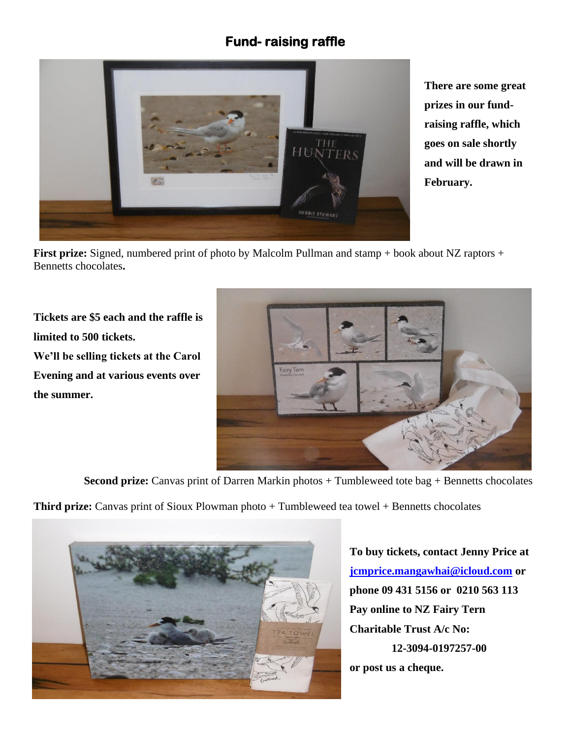## Fund- raising raffle

**There are some great prizes in our fund-raising raffle, which goes on sale shortly and will be drawn in February.**

**First prize:** Signed, numbered print of photo by Malcolm Pullman and stamp + book about NZ raptors + Bennetts chocolates**.**

**Tickets are $5 each and the raffle is limited to 500 tickets.**
**We'll be selling tickets at the Carol Evening and at various events over the summer.**

**Second prize:** Canvas print of Darren Markin photos + Tumbleweed tote bag + Bennetts chocolates

**Third prize:** Canvas print of Sioux Plowman photo + Tumbleweed tea towel + Bennetts chocolates

**To buy tickets, contact Jenny Price at [jcmprice.mangawhai@icloud.com](mailto:jcmprice.mangawhai@icloud.com) or phone 09 431 5156 or 0210 563 113**
**Pay online to NZ Fairy Tern Charitable Trust A/c No:**
**12-3094-0197257-00**
**or post us a cheque.**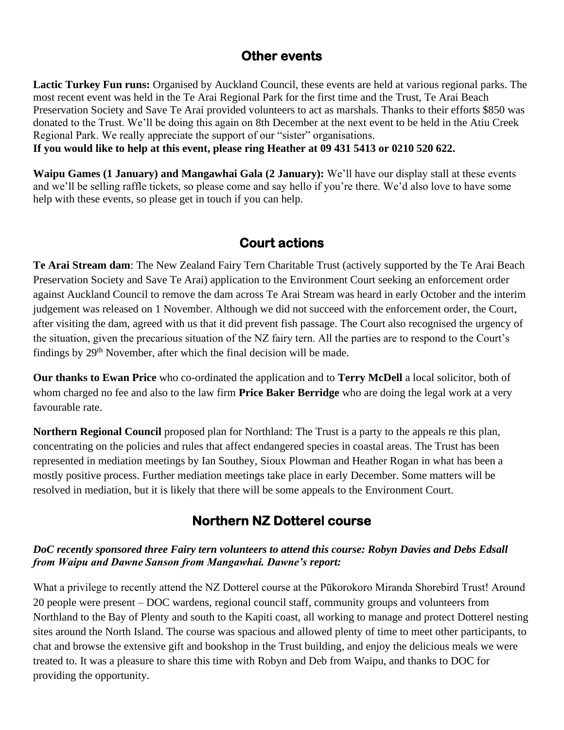## Other events

**Lactic Turkey Fun runs:** Organised by Auckland Council, these events are held at various regional parks. The most recent event was held in the Te Arai Regional Park for the first time and the Trust, Te Arai Beach Preservation Society and Save Te Arai provided volunteers to act as marshals. Thanks to their efforts $850 was donated to the Trust. We'll be doing this again on 8th December at the next event to be held in the Atiu Creek Regional Park. We really appreciate the support of our "sister" organisations.
**If you would like to help at this event, please ring Heather at 09 431 5413 or 0210 520 622.**

**Waipu Games (1 January) and Mangawhai Gala (2 January):** We'll have our display stall at these events and we'll be selling raffle tickets, so please come and say hello if you're there. We'd also love to have some help with these events, so please get in touch if you can help.

## Court actions

**Te Arai Stream dam**: The New Zealand Fairy Tern Charitable Trust (actively supported by the Te Arai Beach Preservation Society and Save Te Arai) application to the Environment Court seeking an enforcement order against Auckland Council to remove the dam across Te Arai Stream was heard in early October and the interim judgement was released on 1 November. Although we did not succeed with the enforcement order, the Court, after visiting the dam, agreed with us that it did prevent fish passage. The Court also recognised the urgency of the situation, given the precarious situation of the NZ fairy tern. All the parties are to respond to the Court's findings by 29th November, after which the final decision will be made.

**Our thanks to Ewan Price** who co-ordinated the application and to **Terry McDell** a local solicitor, both of whom charged no fee and also to the law firm **Price Baker Berridge** who are doing the legal work at a very favourable rate.

**Northern Regional Council** proposed plan for Northland: The Trust is a party to the appeals re this plan, concentrating on the policies and rules that affect endangered species in coastal areas. The Trust has been represented in mediation meetings by Ian Southey, Sioux Plowman and Heather Rogan in what has been a mostly positive process. Further mediation meetings take place in early December. Some matters will be resolved in mediation, but it is likely that there will be some appeals to the Environment Court.

## Northern NZ Dotterel course

***DoC recently sponsored three Fairy tern volunteers to attend this course: Robyn Davies and Debs Edsall from Waipu and Dawne Sanson from Mangawhai. Dawne's report:***

What a privilege to recently attend the NZ Dotterel course at the Pūkorokoro Miranda Shorebird Trust! Around 20 people were present – DOC wardens, regional council staff, community groups and volunteers from Northland to the Bay of Plenty and south to the Kapiti coast, all working to manage and protect Dotterel nesting sites around the North Island. The course was spacious and allowed plenty of time to meet other participants, to chat and browse the extensive gift and bookshop in the Trust building, and enjoy the delicious meals we were treated to. It was a pleasure to share this time with Robyn and Deb from Waipu, and thanks to DOC for providing the opportunity.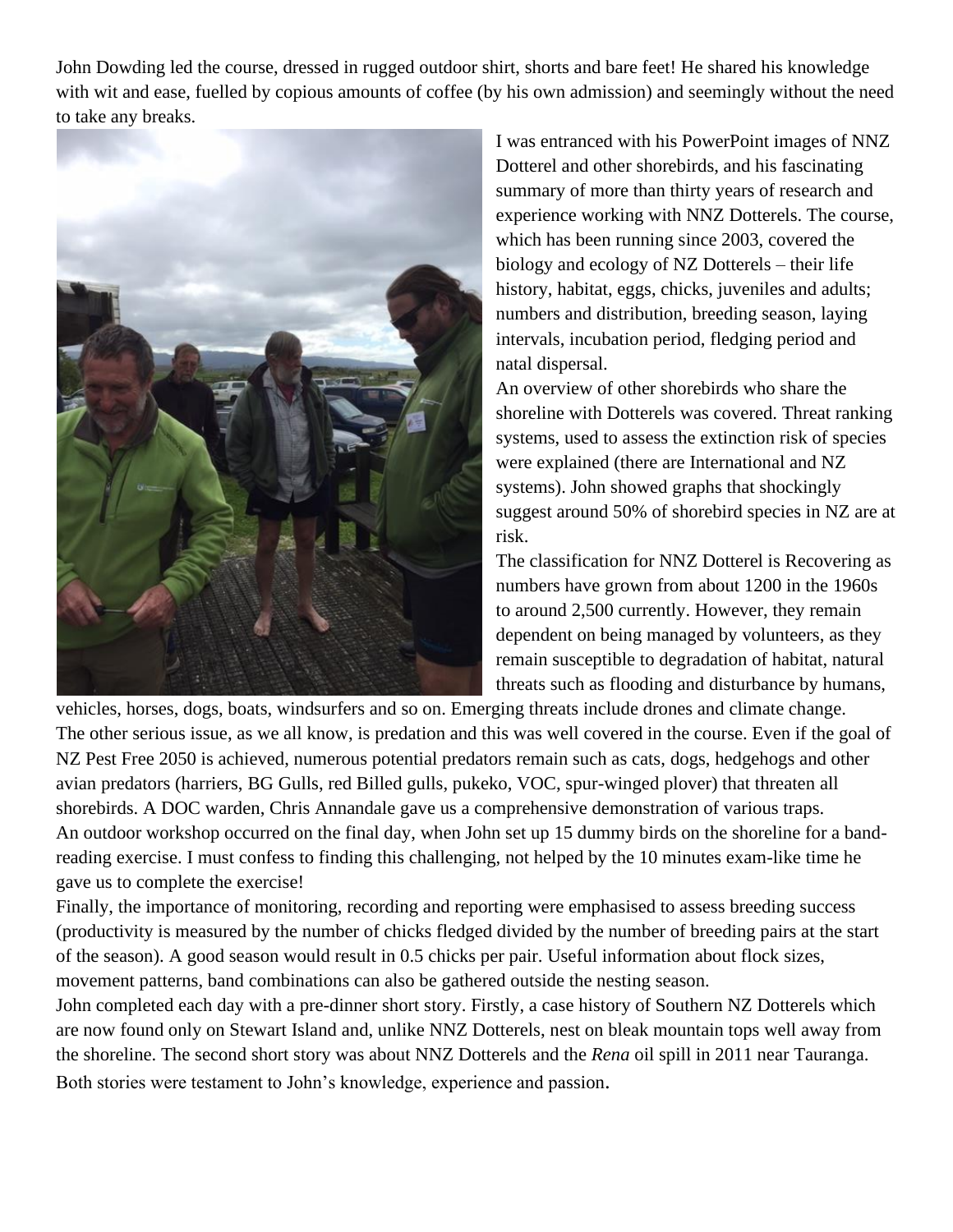John Dowding led the course, dressed in rugged outdoor shirt, shorts and bare feet! He shared his knowledge with wit and ease, fuelled by copious amounts of coffee (by his own admission) and seemingly without the need to take any breaks.

I was entranced with his PowerPoint images of NNZ Dotterel and other shorebirds, and his fascinating summary of more than thirty years of research and experience working with NNZ Dotterels. The course, which has been running since 2003, covered the biology and ecology of NZ Dotterels – their life history, habitat, eggs, chicks, juveniles and adults; numbers and distribution, breeding season, laying intervals, incubation period, fledging period and natal dispersal.

An overview of other shorebirds who share the shoreline with Dotterels was covered. Threat ranking systems, used to assess the extinction risk of species were explained (there are International and NZ systems). John showed graphs that shockingly suggest around 50% of shorebird species in NZ are at risk.

The classification for NNZ Dotterel is Recovering as numbers have grown from about 1200 in the 1960s to around 2,500 currently. However, they remain dependent on being managed by volunteers, as they remain susceptible to degradation of habitat, natural threats such as flooding and disturbance by humans, vehicles, horses, dogs, boats, windsurfers and so on. Emerging threats include drones and climate change.

The other serious issue, as we all know, is predation and this was well covered in the course. Even if the goal of NZ Pest Free 2050 is achieved, numerous potential predators remain such as cats, dogs, hedgehogs and other avian predators (harriers, BG Gulls, red Billed gulls, pukeko, VOC, spur-winged plover) that threaten all shorebirds. A DOC warden, Chris Annandale gave us a comprehensive demonstration of various traps.

An outdoor workshop occurred on the final day, when John set up 15 dummy birds on the shoreline for a band-reading exercise. I must confess to finding this challenging, not helped by the 10 minutes exam-like time he gave us to complete the exercise!

Finally, the importance of monitoring, recording and reporting were emphasised to assess breeding success (productivity is measured by the number of chicks fledged divided by the number of breeding pairs at the start of the season). A good season would result in 0.5 chicks per pair. Useful information about flock sizes, movement patterns, band combinations can also be gathered outside the nesting season.

John completed each day with a pre-dinner short story. Firstly, a case history of Southern NZ Dotterels which are now found only on Stewart Island and, unlike NNZ Dotterels, nest on bleak mountain tops well away from the shoreline. The second short story was about NNZ Dotterels and the *Rena* oil spill in 2011 near Tauranga. Both stories were testament to John's knowledge, experience and passion.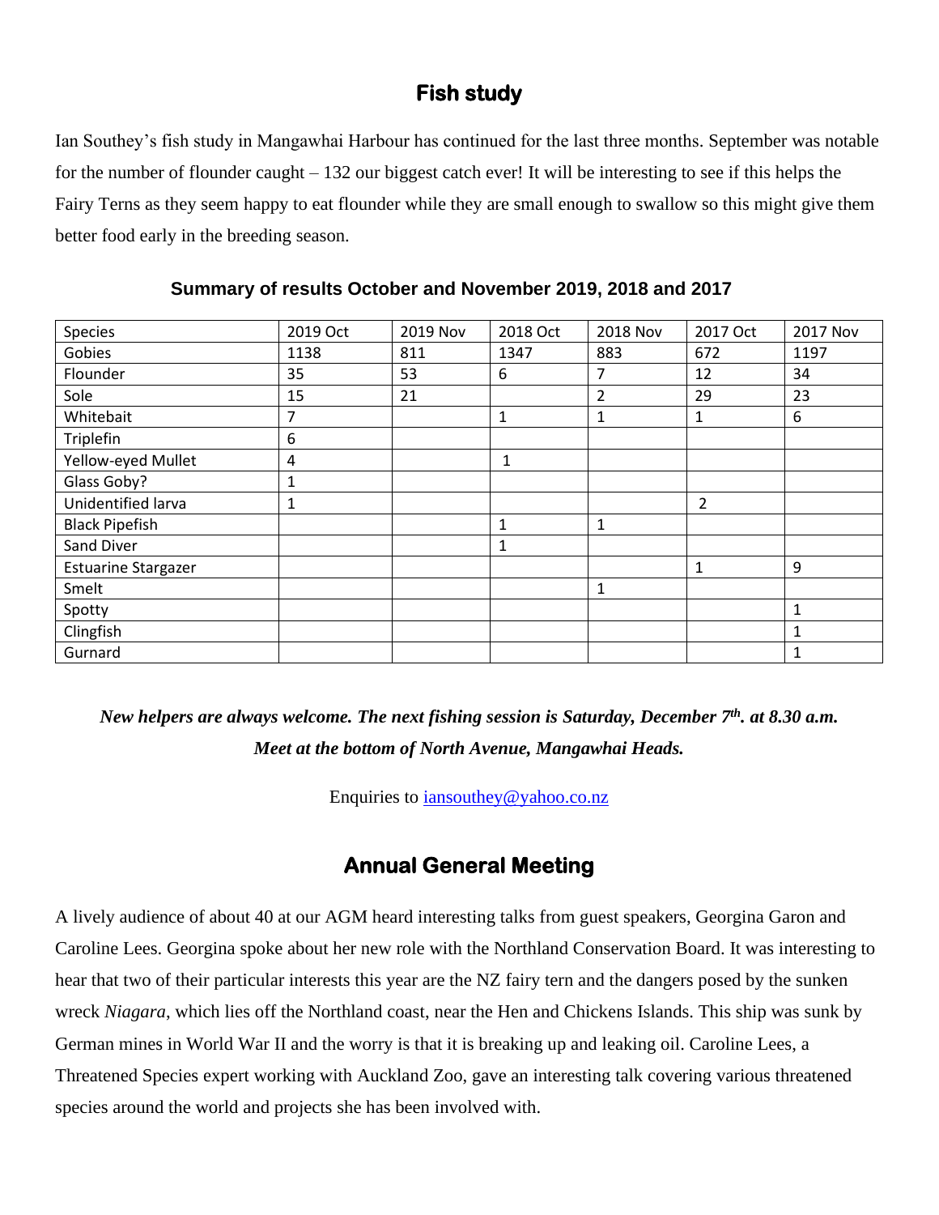## Fish study

Ian Southey's fish study in Mangawhai Harbour has continued for the last three months. September was notable for the number of flounder caught – 132 our biggest catch ever! It will be interesting to see if this helps the Fairy Terns as they seem happy to eat flounder while they are small enough to swallow so this might give them better food early in the breeding season.

**Summary of results October and November 2019, 2018 and 2017**

| Species | 2019 Oct | 2019 Nov | 2018 Oct | 2018 Nov | 2017 Oct | 2017 Nov |
|---|---|---|---|---|---|---|
| Gobies | 1138 | 811 | 1347 | 883 | 672 | 1197 |
| Flounder | 35 | 53 | 6 | 7 | 12 | 34 |
| Sole | 15 | 21 | | 2 | 29 | 23 |
| Whitebait | 7 | | 1 | 1 | 1 | 6 |
| Triplefin | 6 | | | | | |
| Yellow-eyed Mullet | 4 | | 1 | | | |
| Glass Goby? | 1 | | | | | |
| Unidentified larva | 1 | | | | 2 | |
| Black Pipefish | | | 1 | 1 | | |
| Sand Diver | | | 1 | | | |
| Estuarine Stargazer | | | | | 1 | 9 |
| Smelt | | | | 1 | | |
| Spotty | | | | | | 1 |
| Clingfish | | | | | | 1 |
| Gurnard | | | | | | 1 |

***New helpers are always welcome. The next fishing session is Saturday, December 7th. at 8.30 a.m. Meet at the bottom of North Avenue, Mangawhai Heads.***

Enquiries to [iansouthey@yahoo.co.nz](mailto:iansouthey@yahoo.co.nz)

## Annual General Meeting

A lively audience of about 40 at our AGM heard interesting talks from guest speakers, Georgina Garon and Caroline Lees. Georgina spoke about her new role with the Northland Conservation Board. It was interesting to hear that two of their particular interests this year are the NZ fairy tern and the dangers posed by the sunken wreck *Niagara*, which lies off the Northland coast, near the Hen and Chickens Islands. This ship was sunk by German mines in World War II and the worry is that it is breaking up and leaking oil. Caroline Lees, a Threatened Species expert working with Auckland Zoo, gave an interesting talk covering various threatened species around the world and projects she has been involved with.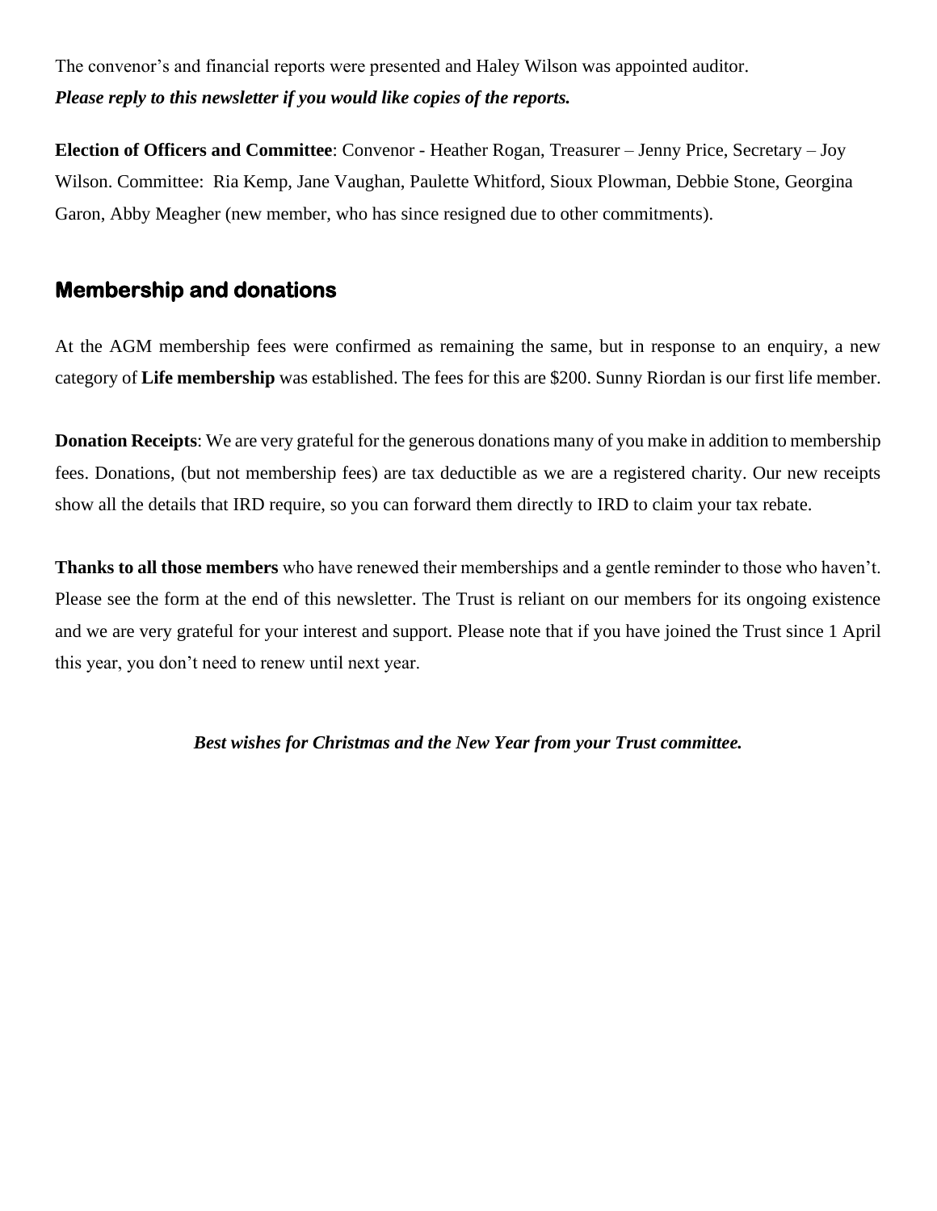The convenor’s and financial reports were presented and Haley Wilson was appointed auditor.
***Please reply to this newsletter if you would like copies of the reports.***

**Election of Officers and Committee**: Convenor - Heather Rogan, Treasurer – Jenny Price, Secretary – Joy Wilson. Committee: Ria Kemp, Jane Vaughan, Paulette Whitford, Sioux Plowman, Debbie Stone, Georgina Garon, Abby Meagher (new member, who has since resigned due to other commitments).

## Membership and donations

At the AGM membership fees were confirmed as remaining the same, but in response to an enquiry, a new category of **Life membership** was established. The fees for this are $200. Sunny Riordan is our first life member.

**Donation Receipts**: We are very grateful for the generous donations many of you make in addition to membership fees. Donations, (but not membership fees) are tax deductible as we are a registered charity. Our new receipts show all the details that IRD require, so you can forward them directly to IRD to claim your tax rebate.

**Thanks to all those members** who have renewed their memberships and a gentle reminder to those who haven’t. Please see the form at the end of this newsletter. The Trust is reliant on our members for its ongoing existence and we are very grateful for your interest and support. Please note that if you have joined the Trust since 1 April this year, you don’t need to renew until next year.

***Best wishes for Christmas and the New Year from your Trust committee.***